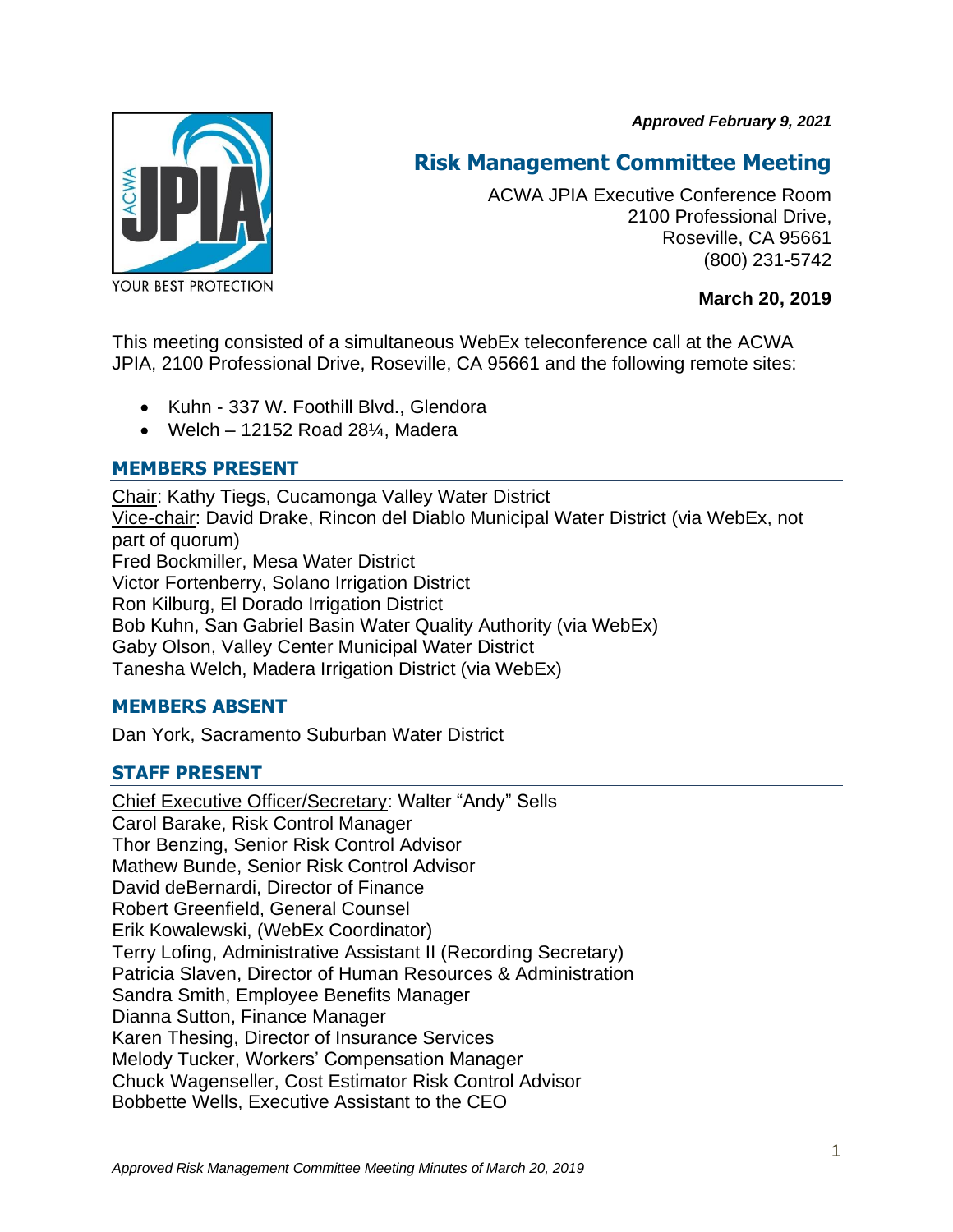*Approved February 9, 2021*

# Risk Management Committee Meeting

ACWA JPIA Executive Conference Room
2100 Professional Drive,
Roseville, CA 95661
(800) 231-5742

**March 20, 2019**

This meeting consisted of a simultaneous WebEx teleconference call at the ACWA JPIA, 2100 Professional Drive, Roseville, CA 95661 and the following remote sites:

- Kuhn - 337 W. Foothill Blvd., Glendora
- Welch – 12152 Road 28¼, Madera

## MEMBERS PRESENT

Chair: Kathy Tiegs, Cucamonga Valley Water District
Vice-chair: David Drake, Rincon del Diablo Municipal Water District (via WebEx, not part of quorum)
Fred Bockmiller, Mesa Water District
Victor Fortenberry, Solano Irrigation District
Ron Kilburg, El Dorado Irrigation District
Bob Kuhn, San Gabriel Basin Water Quality Authority (via WebEx)
Gaby Olson, Valley Center Municipal Water District
Tanesha Welch, Madera Irrigation District (via WebEx)

## MEMBERS ABSENT

Dan York, Sacramento Suburban Water District

## STAFF PRESENT

Chief Executive Officer/Secretary: Walter "Andy" Sells
Carol Barake, Risk Control Manager
Thor Benzing, Senior Risk Control Advisor
Mathew Bunde, Senior Risk Control Advisor
David deBernardi, Director of Finance
Robert Greenfield, General Counsel
Erik Kowalewski, (WebEx Coordinator)
Terry Lofing, Administrative Assistant II (Recording Secretary)
Patricia Slaven, Director of Human Resources & Administration
Sandra Smith, Employee Benefits Manager
Dianna Sutton, Finance Manager
Karen Thesing, Director of Insurance Services
Melody Tucker, Workers' Compensation Manager
Chuck Wagenseller, Cost Estimator Risk Control Advisor
Bobbette Wells, Executive Assistant to the CEO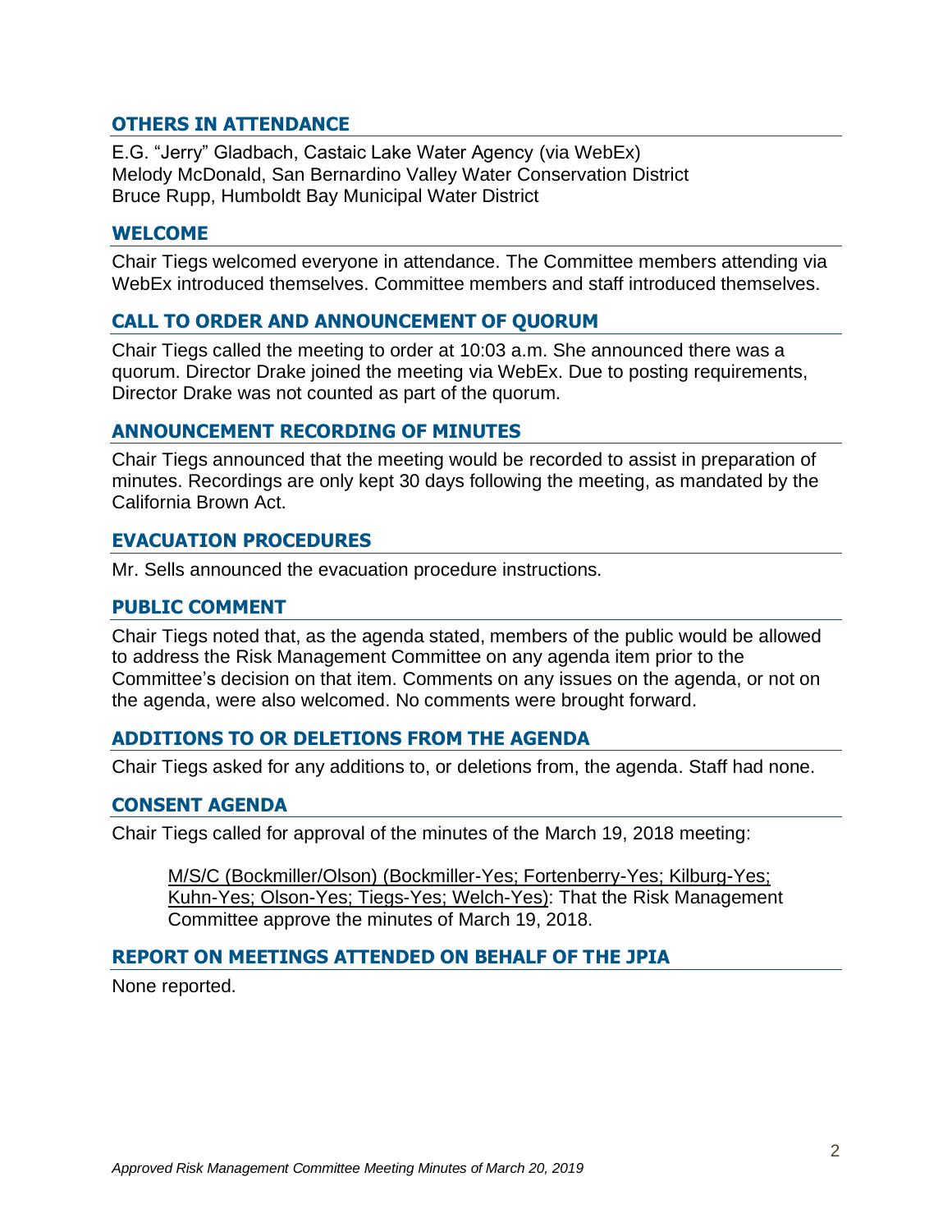## OTHERS IN ATTENDANCE

E.G. "Jerry" Gladbach, Castaic Lake Water Agency (via WebEx)
Melody McDonald, San Bernardino Valley Water Conservation District
Bruce Rupp, Humboldt Bay Municipal Water District

## WELCOME

Chair Tiegs welcomed everyone in attendance. The Committee members attending via WebEx introduced themselves. Committee members and staff introduced themselves.

## CALL TO ORDER AND ANNOUNCEMENT OF QUORUM

Chair Tiegs called the meeting to order at 10:03 a.m. She announced there was a quorum. Director Drake joined the meeting via WebEx. Due to posting requirements, Director Drake was not counted as part of the quorum.

## ANNOUNCEMENT RECORDING OF MINUTES

Chair Tiegs announced that the meeting would be recorded to assist in preparation of minutes. Recordings are only kept 30 days following the meeting, as mandated by the California Brown Act.

## EVACUATION PROCEDURES

Mr. Sells announced the evacuation procedure instructions.

## PUBLIC COMMENT

Chair Tiegs noted that, as the agenda stated, members of the public would be allowed to address the Risk Management Committee on any agenda item prior to the Committee's decision on that item. Comments on any issues on the agenda, or not on the agenda, were also welcomed. No comments were brought forward.

## ADDITIONS TO OR DELETIONS FROM THE AGENDA

Chair Tiegs asked for any additions to, or deletions from, the agenda. Staff had none.

## CONSENT AGENDA

Chair Tiegs called for approval of the minutes of the March 19, 2018 meeting:

> M/S/C (Bockmiller/Olson) (Bockmiller-Yes; Fortenberry-Yes; Kilburg-Yes; Kuhn-Yes; Olson-Yes; Tiegs-Yes; Welch-Yes): That the Risk Management Committee approve the minutes of March 19, 2018.

## REPORT ON MEETINGS ATTENDED ON BEHALF OF THE JPIA

None reported.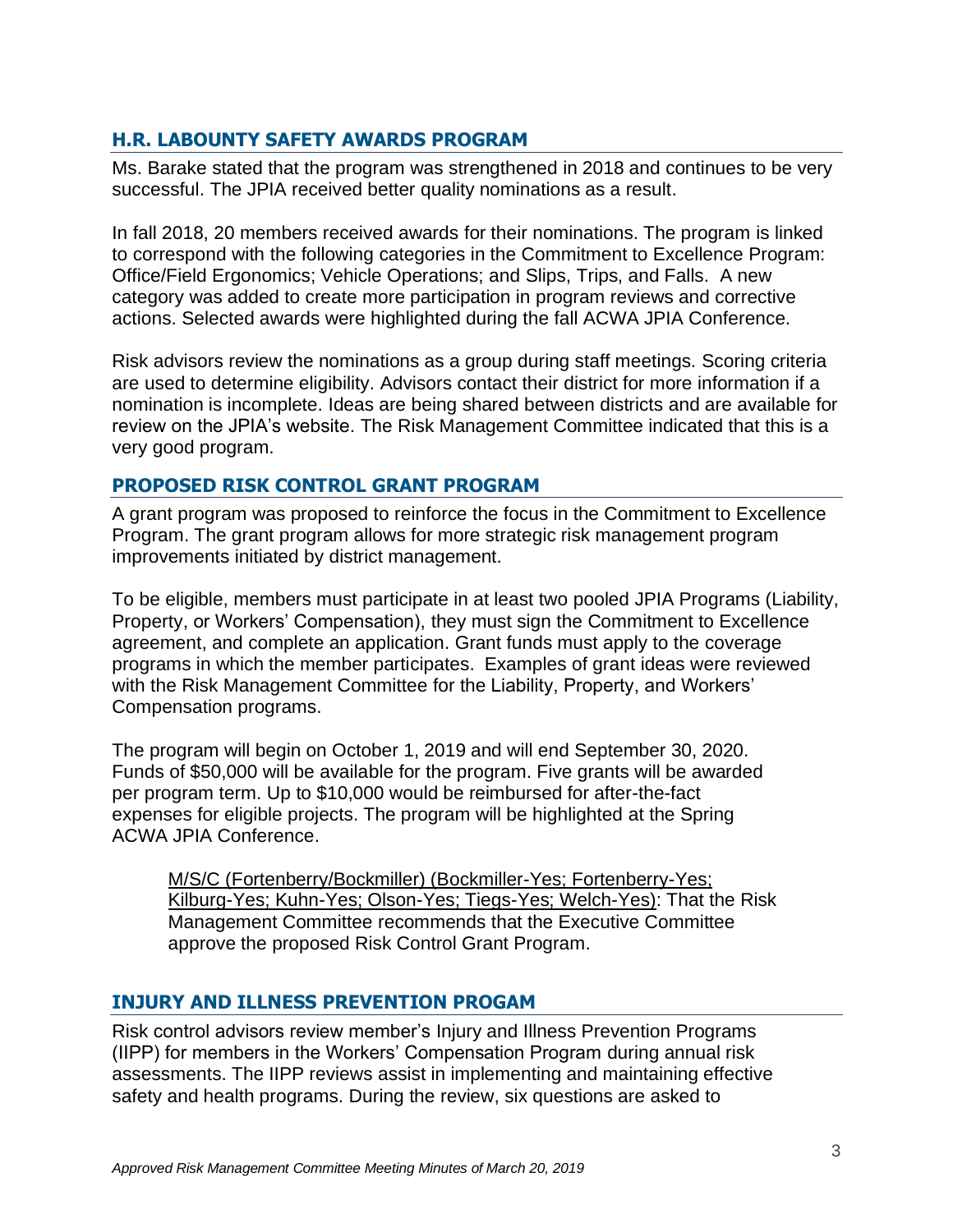## H.R. LABOUNTY SAFETY AWARDS PROGRAM

Ms. Barake stated that the program was strengthened in 2018 and continues to be very successful. The JPIA received better quality nominations as a result.

In fall 2018, 20 members received awards for their nominations. The program is linked to correspond with the following categories in the Commitment to Excellence Program: Office/Field Ergonomics; Vehicle Operations; and Slips, Trips, and Falls. A new category was added to create more participation in program reviews and corrective actions. Selected awards were highlighted during the fall ACWA JPIA Conference.

Risk advisors review the nominations as a group during staff meetings. Scoring criteria are used to determine eligibility. Advisors contact their district for more information if a nomination is incomplete. Ideas are being shared between districts and are available for review on the JPIA's website. The Risk Management Committee indicated that this is a very good program.

## PROPOSED RISK CONTROL GRANT PROGRAM

A grant program was proposed to reinforce the focus in the Commitment to Excellence Program. The grant program allows for more strategic risk management program improvements initiated by district management.

To be eligible, members must participate in at least two pooled JPIA Programs (Liability, Property, or Workers' Compensation), they must sign the Commitment to Excellence agreement, and complete an application. Grant funds must apply to the coverage programs in which the member participates. Examples of grant ideas were reviewed with the Risk Management Committee for the Liability, Property, and Workers' Compensation programs.

The program will begin on October 1, 2019 and will end September 30, 2020. Funds of $50,000 will be available for the program. Five grants will be awarded per program term. Up to $10,000 would be reimbursed for after-the-fact expenses for eligible projects. The program will be highlighted at the Spring ACWA JPIA Conference.

> M/S/C (Fortenberry/Bockmiller) (Bockmiller-Yes; Fortenberry-Yes; Kilburg-Yes; Kuhn-Yes; Olson-Yes; Tiegs-Yes; Welch-Yes): That the Risk Management Committee recommends that the Executive Committee approve the proposed Risk Control Grant Program.

## INJURY AND ILLNESS PREVENTION PROGAM

Risk control advisors review member's Injury and Illness Prevention Programs (IIPP) for members in the Workers' Compensation Program during annual risk assessments. The IIPP reviews assist in implementing and maintaining effective safety and health programs. During the review, six questions are asked to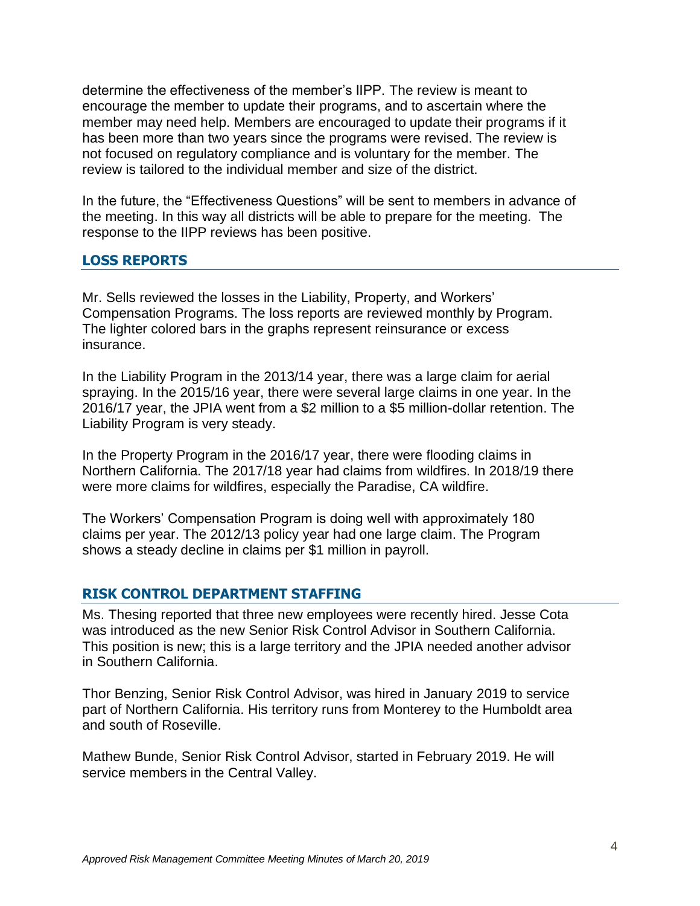determine the effectiveness of the member's IIPP. The review is meant to encourage the member to update their programs, and to ascertain where the member may need help. Members are encouraged to update their programs if it has been more than two years since the programs were revised. The review is not focused on regulatory compliance and is voluntary for the member. The review is tailored to the individual member and size of the district.

In the future, the "Effectiveness Questions" will be sent to members in advance of the meeting. In this way all districts will be able to prepare for the meeting. The response to the IIPP reviews has been positive.

## LOSS REPORTS

Mr. Sells reviewed the losses in the Liability, Property, and Workers' Compensation Programs. The loss reports are reviewed monthly by Program. The lighter colored bars in the graphs represent reinsurance or excess insurance.

In the Liability Program in the 2013/14 year, there was a large claim for aerial spraying. In the 2015/16 year, there were several large claims in one year. In the 2016/17 year, the JPIA went from a $2 million to a $5 million-dollar retention. The Liability Program is very steady.

In the Property Program in the 2016/17 year, there were flooding claims in Northern California. The 2017/18 year had claims from wildfires. In 2018/19 there were more claims for wildfires, especially the Paradise, CA wildfire.

The Workers' Compensation Program is doing well with approximately 180 claims per year. The 2012/13 policy year had one large claim. The Program shows a steady decline in claims per $1 million in payroll.

## RISK CONTROL DEPARTMENT STAFFING

Ms. Thesing reported that three new employees were recently hired. Jesse Cota was introduced as the new Senior Risk Control Advisor in Southern California. This position is new; this is a large territory and the JPIA needed another advisor in Southern California.

Thor Benzing, Senior Risk Control Advisor, was hired in January 2019 to service part of Northern California. His territory runs from Monterey to the Humboldt area and south of Roseville.

Mathew Bunde, Senior Risk Control Advisor, started in February 2019. He will service members in the Central Valley.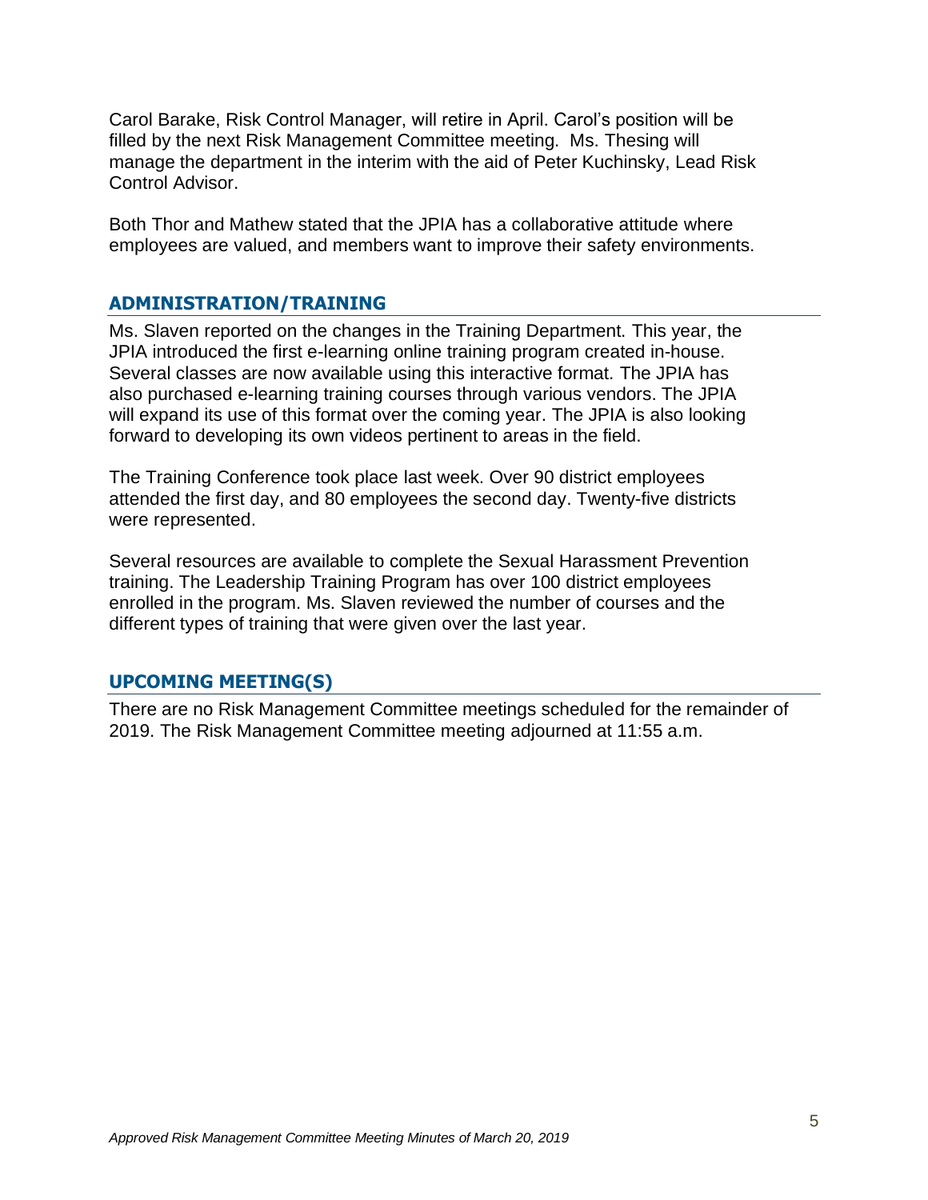Carol Barake, Risk Control Manager, will retire in April. Carol's position will be filled by the next Risk Management Committee meeting. Ms. Thesing will manage the department in the interim with the aid of Peter Kuchinsky, Lead Risk Control Advisor.

Both Thor and Mathew stated that the JPIA has a collaborative attitude where employees are valued, and members want to improve their safety environments.

## ADMINISTRATION/TRAINING

Ms. Slaven reported on the changes in the Training Department. This year, the JPIA introduced the first e-learning online training program created in-house. Several classes are now available using this interactive format. The JPIA has also purchased e-learning training courses through various vendors. The JPIA will expand its use of this format over the coming year. The JPIA is also looking forward to developing its own videos pertinent to areas in the field.

The Training Conference took place last week. Over 90 district employees attended the first day, and 80 employees the second day. Twenty-five districts were represented.

Several resources are available to complete the Sexual Harassment Prevention training. The Leadership Training Program has over 100 district employees enrolled in the program. Ms. Slaven reviewed the number of courses and the different types of training that were given over the last year.

## UPCOMING MEETING(S)

There are no Risk Management Committee meetings scheduled for the remainder of 2019. The Risk Management Committee meeting adjourned at 11:55 a.m.